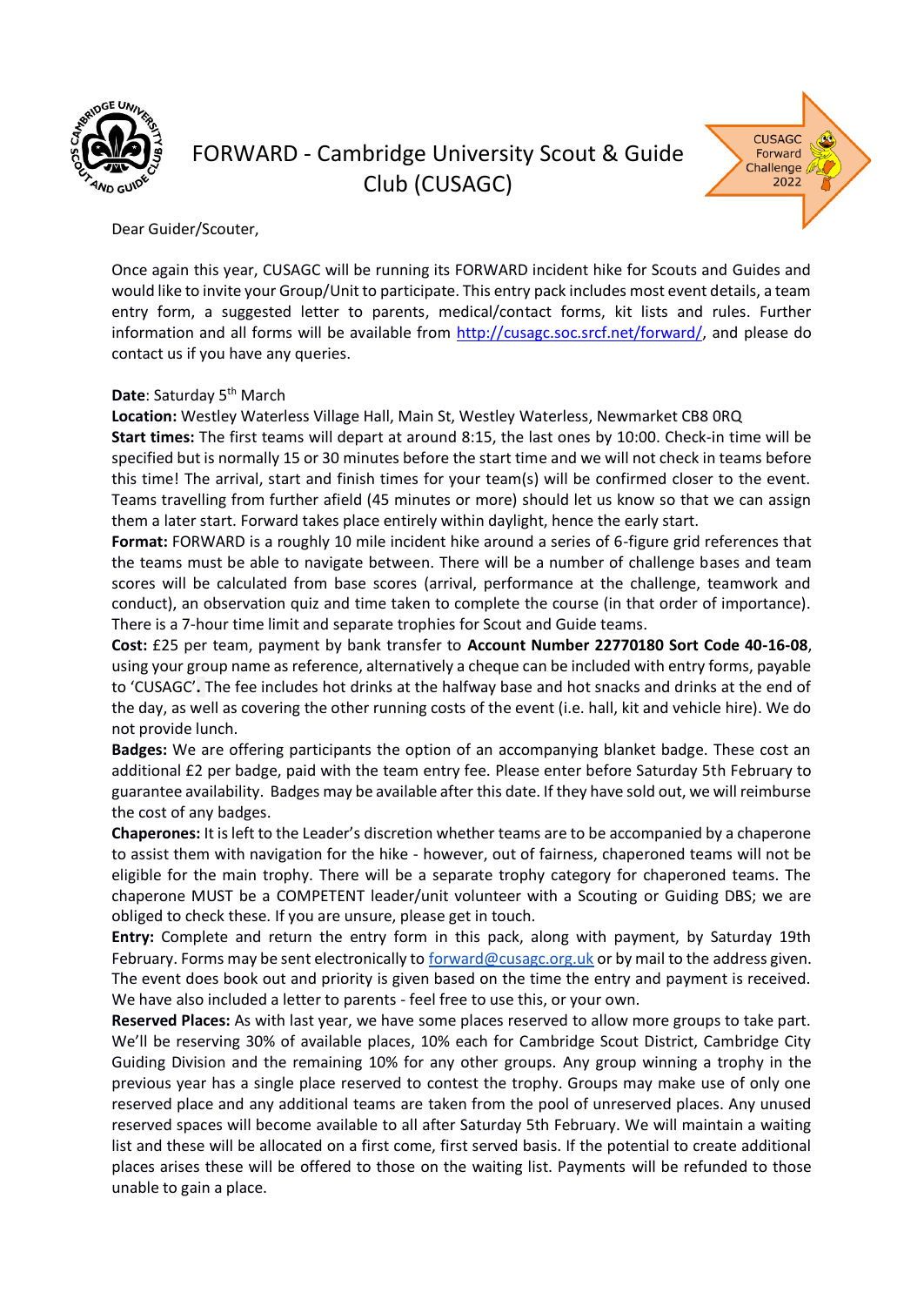# FORWARD - Cambridge University Scout & Guide Club (CUSAGC)

Dear Guider/Scouter,

Once again this year, CUSAGC will be running its FORWARD incident hike for Scouts and Guides and would like to invite your Group/Unit to participate. This entry pack includes most event details, a team entry form, a suggested letter to parents, medical/contact forms, kit lists and rules. Further information and all forms will be available from http://cusagc.soc.srcf.net/forward/, and please do contact us if you have any queries.

**Date**: Saturday 5th March

**Location:** Westley Waterless Village Hall, Main St, Westley Waterless, Newmarket CB8 0RQ

**Start times:** The first teams will depart at around 8:15, the last ones by 10:00. Check-in time will be specified but is normally 15 or 30 minutes before the start time and we will not check in teams before this time! The arrival, start and finish times for your team(s) will be confirmed closer to the event. Teams travelling from further afield (45 minutes or more) should let us know so that we can assign them a later start. Forward takes place entirely within daylight, hence the early start.

**Format:** FORWARD is a roughly 10 mile incident hike around a series of 6-figure grid references that the teams must be able to navigate between. There will be a number of challenge bases and team scores will be calculated from base scores (arrival, performance at the challenge, teamwork and conduct), an observation quiz and time taken to complete the course (in that order of importance). There is a 7-hour time limit and separate trophies for Scout and Guide teams.

**Cost:** £25 per team, payment by bank transfer to **Account Number 22770180 Sort Code 40-16-08**, using your group name as reference, alternatively a cheque can be included with entry forms, payable to 'CUSAGC'**.** The fee includes hot drinks at the halfway base and hot snacks and drinks at the end of the day, as well as covering the other running costs of the event (i.e. hall, kit and vehicle hire). We do not provide lunch.

**Badges:** We are offering participants the option of an accompanying blanket badge. These cost an additional £2 per badge, paid with the team entry fee. Please enter before Saturday 5th February to guarantee availability. Badges may be available after this date. If they have sold out, we will reimburse the cost of any badges.

**Chaperones:** It is left to the Leader's discretion whether teams are to be accompanied by a chaperone to assist them with navigation for the hike - however, out of fairness, chaperoned teams will not be eligible for the main trophy. There will be a separate trophy category for chaperoned teams. The chaperone MUST be a COMPETENT leader/unit volunteer with a Scouting or Guiding DBS; we are obliged to check these. If you are unsure, please get in touch.

**Entry:** Complete and return the entry form in this pack, along with payment, by Saturday 19th February. Forms may be sent electronically to forward@cusagc.org.uk or by mail to the address given. The event does book out and priority is given based on the time the entry and payment is received. We have also included a letter to parents - feel free to use this, or your own.

**Reserved Places:** As with last year, we have some places reserved to allow more groups to take part. We'll be reserving 30% of available places, 10% each for Cambridge Scout District, Cambridge City Guiding Division and the remaining 10% for any other groups. Any group winning a trophy in the previous year has a single place reserved to contest the trophy. Groups may make use of only one reserved place and any additional teams are taken from the pool of unreserved places. Any unused reserved spaces will become available to all after Saturday 5th February. We will maintain a waiting list and these will be allocated on a first come, first served basis. If the potential to create additional places arises these will be offered to those on the waiting list. Payments will be refunded to those unable to gain a place.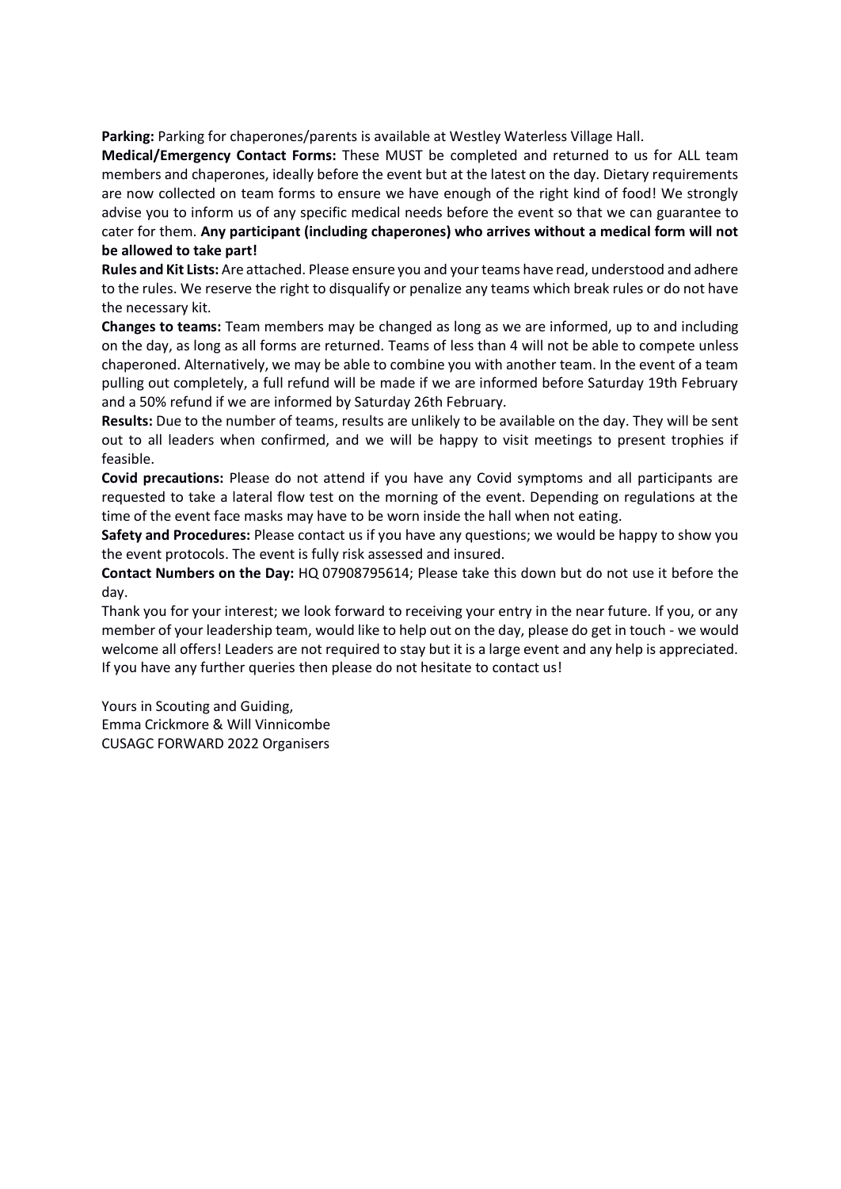**Parking:** Parking for chaperones/parents is available at Westley Waterless Village Hall.

**Medical/Emergency Contact Forms:** These MUST be completed and returned to us for ALL team members and chaperones, ideally before the event but at the latest on the day. Dietary requirements are now collected on team forms to ensure we have enough of the right kind of food! We strongly advise you to inform us of any specific medical needs before the event so that we can guarantee to cater for them. **Any participant (including chaperones) who arrives without a medical form will not be allowed to take part!**

**Rules and Kit Lists:** Are attached. Please ensure you and your teams have read, understood and adhere to the rules. We reserve the right to disqualify or penalize any teams which break rules or do not have the necessary kit.

**Changes to teams:** Team members may be changed as long as we are informed, up to and including on the day, as long as all forms are returned. Teams of less than 4 will not be able to compete unless chaperoned. Alternatively, we may be able to combine you with another team. In the event of a team pulling out completely, a full refund will be made if we are informed before Saturday 19th February and a 50% refund if we are informed by Saturday 26th February.

**Results:** Due to the number of teams, results are unlikely to be available on the day. They will be sent out to all leaders when confirmed, and we will be happy to visit meetings to present trophies if feasible.

**Covid precautions:** Please do not attend if you have any Covid symptoms and all participants are requested to take a lateral flow test on the morning of the event. Depending on regulations at the time of the event face masks may have to be worn inside the hall when not eating.

**Safety and Procedures:** Please contact us if you have any questions; we would be happy to show you the event protocols. The event is fully risk assessed and insured.

**Contact Numbers on the Day:** HQ 07908795614; Please take this down but do not use it before the day.

Thank you for your interest; we look forward to receiving your entry in the near future. If you, or any member of your leadership team, would like to help out on the day, please do get in touch - we would welcome all offers! Leaders are not required to stay but it is a large event and any help is appreciated. If you have any further queries then please do not hesitate to contact us!

Yours in Scouting and Guiding,
Emma Crickmore & Will Vinnicombe
CUSAGC FORWARD 2022 Organisers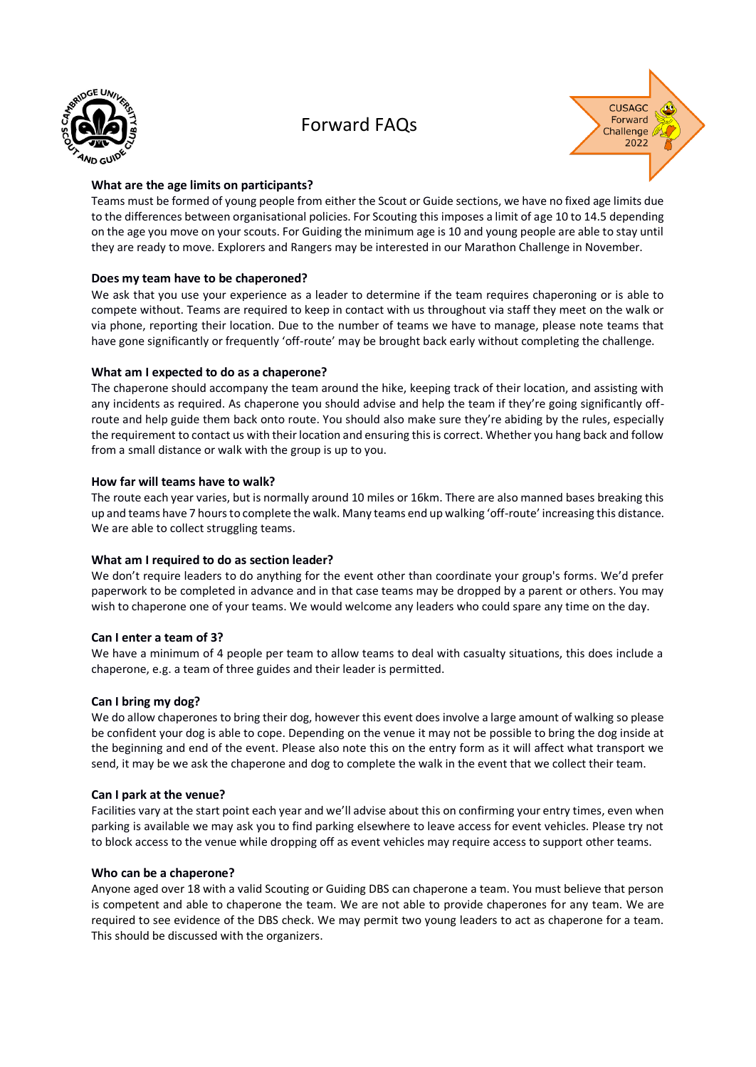# Forward FAQs

### What are the age limits on participants?

Teams must be formed of young people from either the Scout or Guide sections, we have no fixed age limits due to the differences between organisational policies. For Scouting this imposes a limit of age 10 to 14.5 depending on the age you move on your scouts. For Guiding the minimum age is 10 and young people are able to stay until they are ready to move. Explorers and Rangers may be interested in our Marathon Challenge in November.

### Does my team have to be chaperoned?

We ask that you use your experience as a leader to determine if the team requires chaperoning or is able to compete without. Teams are required to keep in contact with us throughout via staff they meet on the walk or via phone, reporting their location. Due to the number of teams we have to manage, please note teams that have gone significantly or frequently 'off-route' may be brought back early without completing the challenge.

### What am I expected to do as a chaperone?

The chaperone should accompany the team around the hike, keeping track of their location, and assisting with any incidents as required. As chaperone you should advise and help the team if they're going significantly off-route and help guide them back onto route. You should also make sure they're abiding by the rules, especially the requirement to contact us with their location and ensuring this is correct. Whether you hang back and follow from a small distance or walk with the group is up to you.

### How far will teams have to walk?

The route each year varies, but is normally around 10 miles or 16km. There are also manned bases breaking this up and teams have 7 hours to complete the walk. Many teams end up walking 'off-route' increasing this distance. We are able to collect struggling teams.

### What am I required to do as section leader?

We don't require leaders to do anything for the event other than coordinate your group's forms. We'd prefer paperwork to be completed in advance and in that case teams may be dropped by a parent or others. You may wish to chaperone one of your teams. We would welcome any leaders who could spare any time on the day.

### Can I enter a team of 3?

We have a minimum of 4 people per team to allow teams to deal with casualty situations, this does include a chaperone, e.g. a team of three guides and their leader is permitted.

### Can I bring my dog?

We do allow chaperones to bring their dog, however this event does involve a large amount of walking so please be confident your dog is able to cope. Depending on the venue it may not be possible to bring the dog inside at the beginning and end of the event. Please also note this on the entry form as it will affect what transport we send, it may be we ask the chaperone and dog to complete the walk in the event that we collect their team.

### Can I park at the venue?

Facilities vary at the start point each year and we'll advise about this on confirming your entry times, even when parking is available we may ask you to find parking elsewhere to leave access for event vehicles. Please try not to block access to the venue while dropping off as event vehicles may require access to support other teams.

### Who can be a chaperone?

Anyone aged over 18 with a valid Scouting or Guiding DBS can chaperone a team. You must believe that person is competent and able to chaperone the team. We are not able to provide chaperones for any team. We are required to see evidence of the DBS check. We may permit two young leaders to act as chaperone for a team. This should be discussed with the organizers.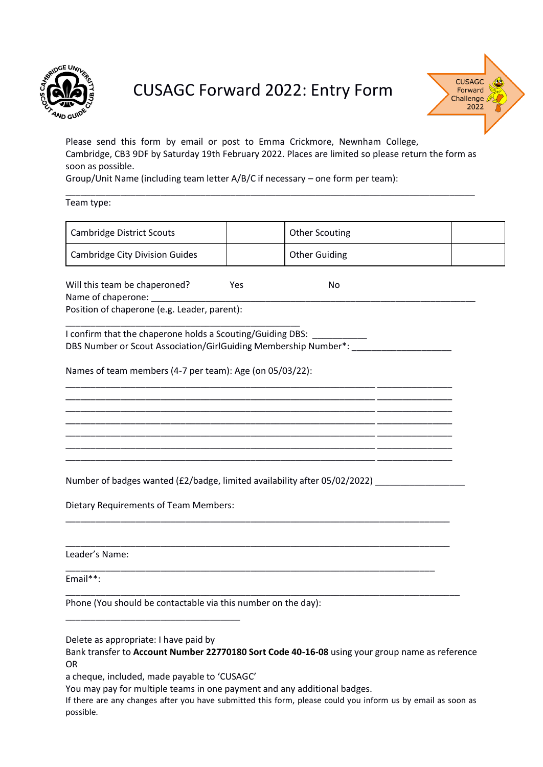# CUSAGC Forward 2022: Entry Form

Please send this form by email or post to Emma Crickmore, Newnham College, Cambridge, CB3 9DF by Saturday 19th February 2022. Places are limited so please return the form as soon as possible.

Group/Unit Name (including team letter A/B/C if necessary – one form per team):

_______________________________________________________________________________

Team type:

| Cambridge District Scouts | | Other Scouting | |
|---|---|---|---|
| Cambridge City Division Guides | | Other Guiding | |

Will this team be chaperoned? Yes No

Name of chaperone: _______________________________________________________________

Position of chaperone (e.g. Leader, parent):

_____________________________________________

I confirm that the chaperone holds a Scouting/Guiding DBS: ___________

DBS Number or Scout Association/GirlGuiding Membership Number*: ____________________

Names of team members (4-7 per team): Age (on 05/03/22):

____________________________________________________________ _______________

____________________________________________________________ _______________

____________________________________________________________ _______________

____________________________________________________________ _______________

____________________________________________________________ _______________

____________________________________________________________ _______________

____________________________________________________________ _______________

Number of badges wanted (£2/badge, limited availability after 05/02/2022) __________________

Dietary Requirements of Team Members:

___________________________________________________________________________

___________________________________________________________________________

Leader's Name:

________________________________________________________________________

Email**:

_____________________________________________________________________________

Phone (You should be contactable via this number on the day):

__________________________________

Delete as appropriate: I have paid by

Bank transfer to **Account Number 22770180 Sort Code 40-16-08** using your group name as reference

OR

a cheque, included, made payable to 'CUSAGC'

You may pay for multiple teams in one payment and any additional badges.

If there are any changes after you have submitted this form, please could you inform us by email as soon as possible.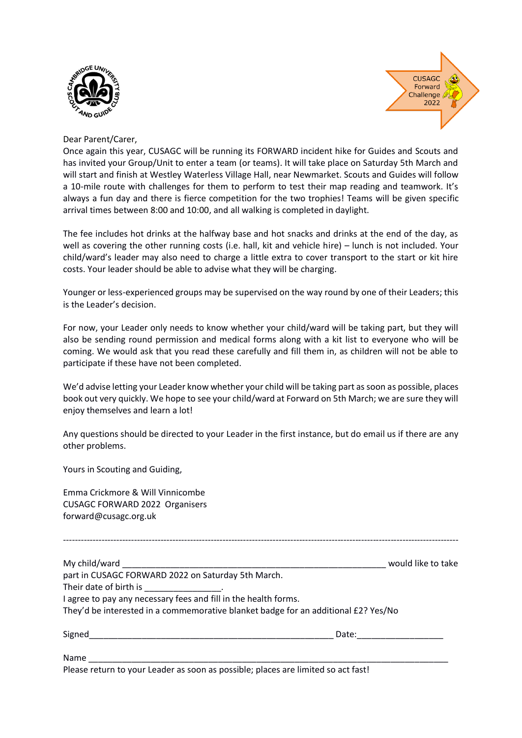Dear Parent/Carer,

Once again this year, CUSAGC will be running its FORWARD incident hike for Guides and Scouts and has invited your Group/Unit to enter a team (or teams). It will take place on Saturday 5th March and will start and finish at Westley Waterless Village Hall, near Newmarket. Scouts and Guides will follow a 10-mile route with challenges for them to perform to test their map reading and teamwork. It's always a fun day and there is fierce competition for the two trophies! Teams will be given specific arrival times between 8:00 and 10:00, and all walking is completed in daylight.

The fee includes hot drinks at the halfway base and hot snacks and drinks at the end of the day, as well as covering the other running costs (i.e. hall, kit and vehicle hire) – lunch is not included. Your child/ward's leader may also need to charge a little extra to cover transport to the start or kit hire costs. Your leader should be able to advise what they will be charging.

Younger or less-experienced groups may be supervised on the way round by one of their Leaders; this is the Leader's decision.

For now, your Leader only needs to know whether your child/ward will be taking part, but they will also be sending round permission and medical forms along with a kit list to everyone who will be coming. We would ask that you read these carefully and fill them in, as children will not be able to participate if these have not been completed.

We'd advise letting your Leader know whether your child will be taking part as soon as possible, places book out very quickly. We hope to see your child/ward at Forward on 5th March; we are sure they will enjoy themselves and learn a lot!

Any questions should be directed to your Leader in the first instance, but do email us if there are any other problems.

Yours in Scouting and Guiding,

Emma Crickmore & Will Vinnicombe  
CUSAGC FORWARD 2022 Organisers  
forward@cusagc.org.uk

---

My child/ward ________________________________________________________ would like to take part in CUSAGC FORWARD 2022 on Saturday 5th March.  
Their date of birth is ________________.  
I agree to pay any necessary fees and fill in the health forms.  
They'd be interested in a commemorative blanket badge for an additional £2? Yes/No

Signed____________________________________________________ Date:__________________

Name _________________________________________________________________________  
Please return to your Leader as soon as possible; places are limited so act fast!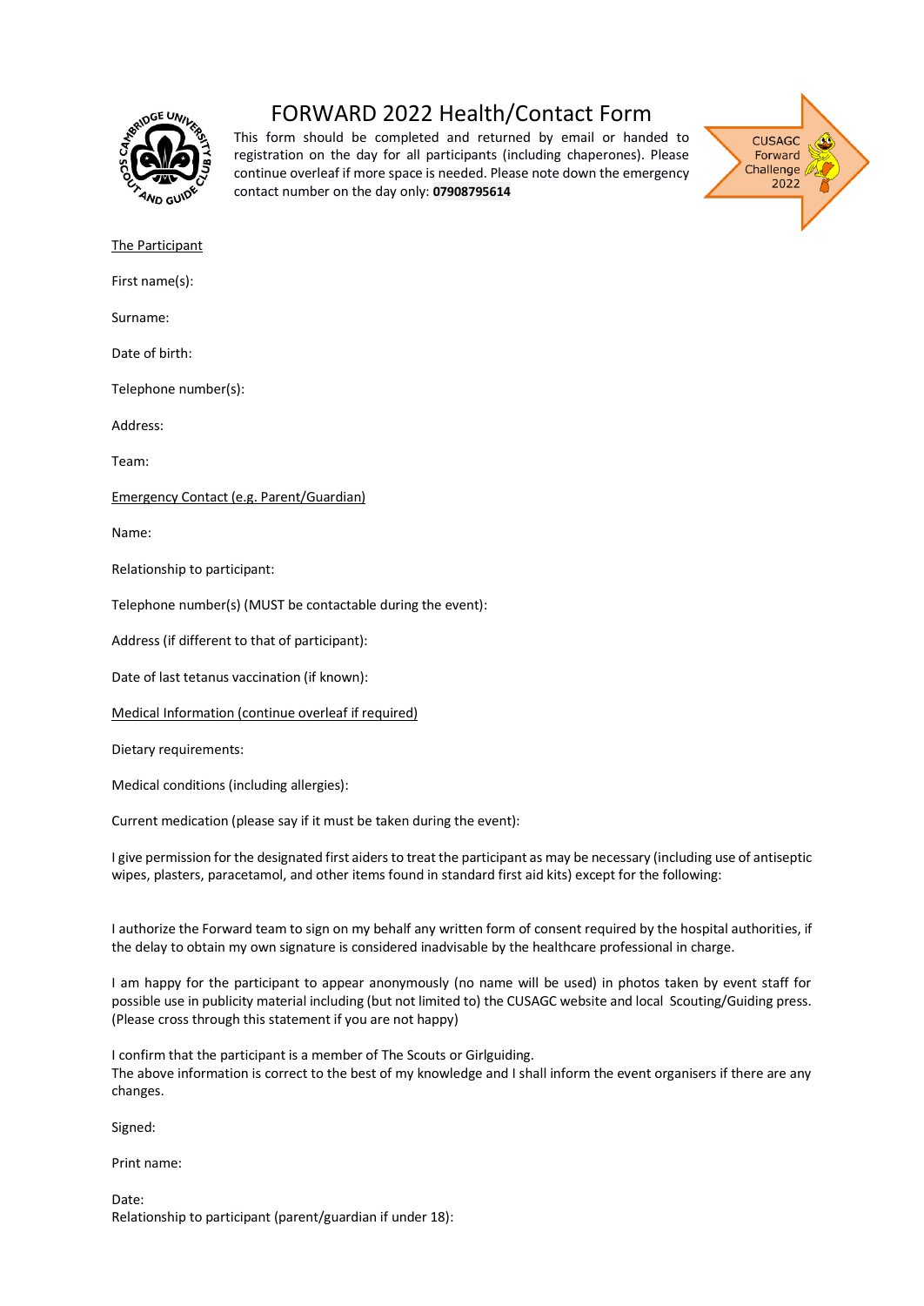# FORWARD 2022 Health/Contact Form

This form should be completed and returned by email or handed to registration on the day for all participants (including chaperones). Please continue overleaf if more space is needed. Please note down the emergency contact number on the day only: **07908795614**

CUSAGC Forward Challenge 2022

The Participant

First name(s):

Surname:

Date of birth:

Telephone number(s):

Address:

Team:

Emergency Contact (e.g. Parent/Guardian)

Name:

Relationship to participant:

Telephone number(s) (MUST be contactable during the event):

Address (if different to that of participant):

Date of last tetanus vaccination (if known):

Medical Information (continue overleaf if required)

Dietary requirements:

Medical conditions (including allergies):

Current medication (please say if it must be taken during the event):

I give permission for the designated first aiders to treat the participant as may be necessary (including use of antiseptic wipes, plasters, paracetamol, and other items found in standard first aid kits) except for the following:

I authorize the Forward team to sign on my behalf any written form of consent required by the hospital authorities, if the delay to obtain my own signature is considered inadvisable by the healthcare professional in charge.

I am happy for the participant to appear anonymously (no name will be used) in photos taken by event staff for possible use in publicity material including (but not limited to) the CUSAGC website and local Scouting/Guiding press. (Please cross through this statement if you are not happy)

I confirm that the participant is a member of The Scouts or Girlguiding.
The above information is correct to the best of my knowledge and I shall inform the event organisers if there are any changes.

Signed:

Print name:

Date:
Relationship to participant (parent/guardian if under 18):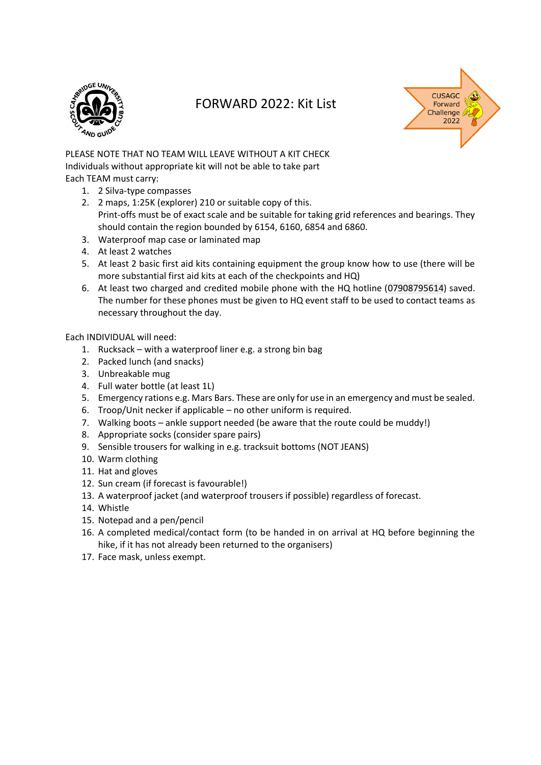# FORWARD 2022: Kit List

PLEASE NOTE THAT NO TEAM WILL LEAVE WITHOUT A KIT CHECK
Individuals without appropriate kit will not be able to take part
Each TEAM must carry:

1. 2 Silva-type compasses
2. 2 maps, 1:25K (explorer) 210 or suitable copy of this.
   Print-offs must be of exact scale and be suitable for taking grid references and bearings. They should contain the region bounded by 6154, 6160, 6854 and 6860.
3. Waterproof map case or laminated map
4. At least 2 watches
5. At least 2 basic first aid kits containing equipment the group know how to use (there will be more substantial first aid kits at each of the checkpoints and HQ)
6. At least two charged and credited mobile phone with the HQ hotline (07908795614) saved. The number for these phones must be given to HQ event staff to be used to contact teams as necessary throughout the day.

Each INDIVIDUAL will need:

1. Rucksack – with a waterproof liner e.g. a strong bin bag
2. Packed lunch (and snacks)
3. Unbreakable mug
4. Full water bottle (at least 1L)
5. Emergency rations e.g. Mars Bars. These are only for use in an emergency and must be sealed.
6. Troop/Unit necker if applicable – no other uniform is required.
7. Walking boots – ankle support needed (be aware that the route could be muddy!)
8. Appropriate socks (consider spare pairs)
9. Sensible trousers for walking in e.g. tracksuit bottoms (NOT JEANS)
10. Warm clothing
11. Hat and gloves
12. Sun cream (if forecast is favourable!)
13. A waterproof jacket (and waterproof trousers if possible) regardless of forecast.
14. Whistle
15. Notepad and a pen/pencil
16. A completed medical/contact form (to be handed in on arrival at HQ before beginning the hike, if it has not already been returned to the organisers)
17. Face mask, unless exempt.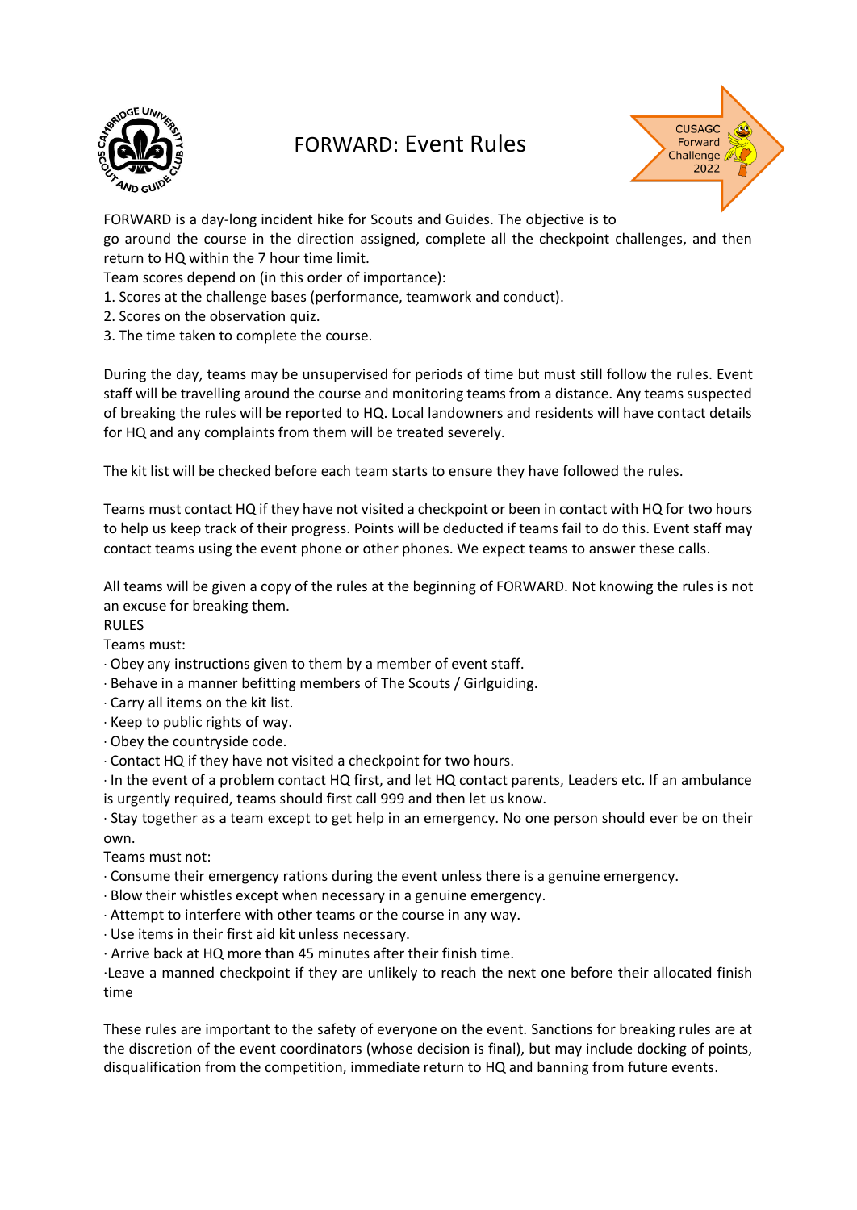# FORWARD: Event Rules

FORWARD is a day-long incident hike for Scouts and Guides. The objective is to go around the course in the direction assigned, complete all the checkpoint challenges, and then return to HQ within the 7 hour time limit.

Team scores depend on (in this order of importance):

1. Scores at the challenge bases (performance, teamwork and conduct).
2. Scores on the observation quiz.
3. The time taken to complete the course.

During the day, teams may be unsupervised for periods of time but must still follow the rules. Event staff will be travelling around the course and monitoring teams from a distance. Any teams suspected of breaking the rules will be reported to HQ. Local landowners and residents will have contact details for HQ and any complaints from them will be treated severely.

The kit list will be checked before each team starts to ensure they have followed the rules.

Teams must contact HQ if they have not visited a checkpoint or been in contact with HQ for two hours to help us keep track of their progress. Points will be deducted if teams fail to do this. Event staff may contact teams using the event phone or other phones. We expect teams to answer these calls.

All teams will be given a copy of the rules at the beginning of FORWARD. Not knowing the rules is not an excuse for breaking them.

RULES

Teams must:

- Obey any instructions given to them by a member of event staff.
- Behave in a manner befitting members of The Scouts / Girlguiding.
- Carry all items on the kit list.
- Keep to public rights of way.
- Obey the countryside code.
- Contact HQ if they have not visited a checkpoint for two hours.
- In the event of a problem contact HQ first, and let HQ contact parents, Leaders etc. If an ambulance is urgently required, teams should first call 999 and then let us know.
- Stay together as a team except to get help in an emergency. No one person should ever be on their own.

Teams must not:

- Consume their emergency rations during the event unless there is a genuine emergency.
- Blow their whistles except when necessary in a genuine emergency.
- Attempt to interfere with other teams or the course in any way.
- Use items in their first aid kit unless necessary.
- Arrive back at HQ more than 45 minutes after their finish time.
- Leave a manned checkpoint if they are unlikely to reach the next one before their allocated finish time

These rules are important to the safety of everyone on the event. Sanctions for breaking rules are at the discretion of the event coordinators (whose decision is final), but may include docking of points, disqualification from the competition, immediate return to HQ and banning from future events.